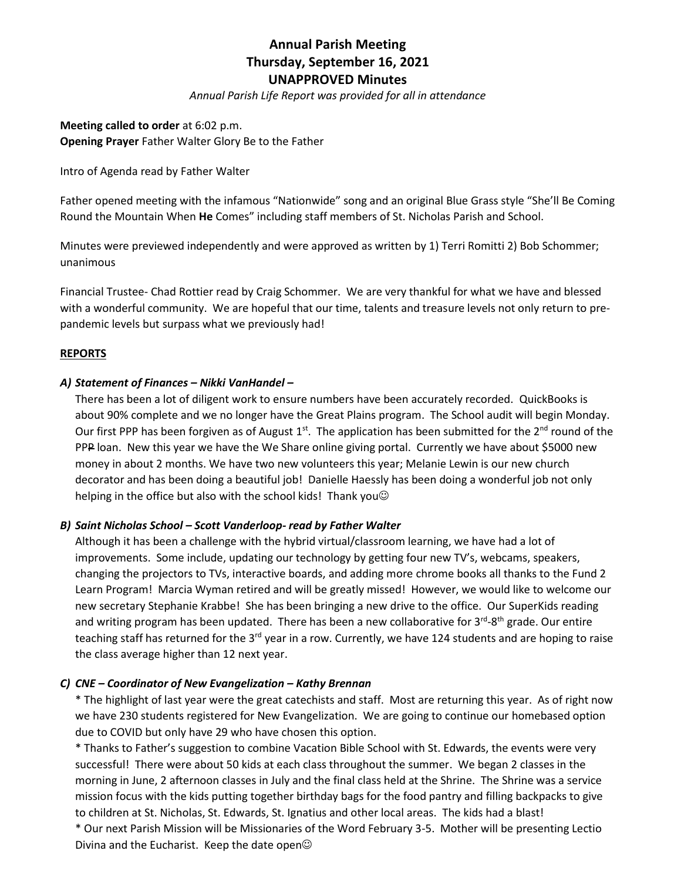# Annual Parish Meeting
## Thursday, September 16, 2021
## UNAPPROVED Minutes

*Annual Parish Life Report was provided for all in attendance*

**Meeting called to order** at 6:02 p.m.
**Opening Prayer** Father Walter Glory Be to the Father

Intro of Agenda read by Father Walter

Father opened meeting with the infamous "Nationwide" song and an original Blue Grass style "She'll Be Coming Round the Mountain When **He** Comes" including staff members of St. Nicholas Parish and School.

Minutes were previewed independently and were approved as written by 1) Terri Romitti 2) Bob Schommer; unanimous

Financial Trustee- Chad Rottier read by Craig Schommer. We are very thankful for what we have and blessed with a wonderful community. We are hopeful that our time, talents and treasure levels not only return to pre-pandemic levels but surpass what we previously had!

**REPORTS**

***A) Statement of Finances – Nikki VanHandel –***

There has been a lot of diligent work to ensure numbers have been accurately recorded. QuickBooks is about 90% complete and we no longer have the Great Plains program. The School audit will begin Monday. Our first PPP has been forgiven as of August 1st. The application has been submitted for the 2nd round of the PP~~P~~ loan. New this year we have the We Share online giving portal. Currently we have about $5000 new money in about 2 months. We have two new volunteers this year; Melanie Lewin is our new church decorator and has been doing a beautiful job! Danielle Haessly has been doing a wonderful job not only helping in the office but also with the school kids! Thank you☺

***B) Saint Nicholas School – Scott Vanderloop- read by Father Walter***

Although it has been a challenge with the hybrid virtual/classroom learning, we have had a lot of improvements. Some include, updating our technology by getting four new TV's, webcams, speakers, changing the projectors to TVs, interactive boards, and adding more chrome books all thanks to the Fund 2 Learn Program! Marcia Wyman retired and will be greatly missed! However, we would like to welcome our new secretary Stephanie Krabbe! She has been bringing a new drive to the office. Our SuperKids reading and writing program has been updated. There has been a new collaborative for 3rd-8th grade. Our entire teaching staff has returned for the 3rd year in a row. Currently, we have 124 students and are hoping to raise the class average higher than 12 next year.

***C) CNE – Coordinator of New Evangelization – Kathy Brennan***

\* The highlight of last year were the great catechists and staff. Most are returning this year. As of right now we have 230 students registered for New Evangelization. We are going to continue our homebased option due to COVID but only have 29 who have chosen this option.

\* Thanks to Father's suggestion to combine Vacation Bible School with St. Edwards, the events were very successful! There were about 50 kids at each class throughout the summer. We began 2 classes in the morning in June, 2 afternoon classes in July and the final class held at the Shrine. The Shrine was a service mission focus with the kids putting together birthday bags for the food pantry and filling backpacks to give to children at St. Nicholas, St. Edwards, St. Ignatius and other local areas. The kids had a blast!

\* Our next Parish Mission will be Missionaries of the Word February 3-5. Mother will be presenting Lectio Divina and the Eucharist. Keep the date open☺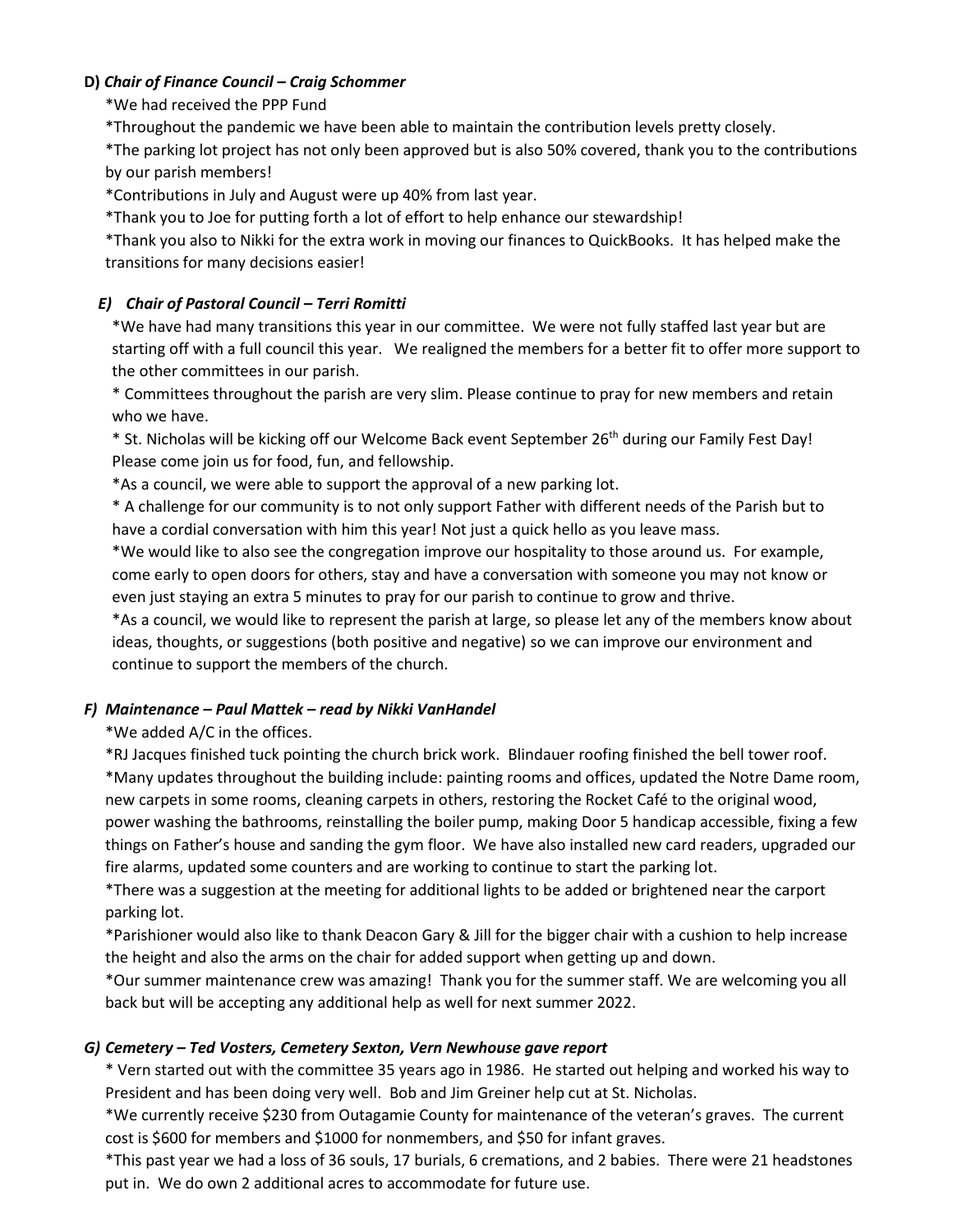**D)** ***Chair of Finance Council – Craig Schommer***

*We had received the PPP Fund
*Throughout the pandemic we have been able to maintain the contribution levels pretty closely.
*The parking lot project has not only been approved but is also 50% covered, thank you to the contributions by our parish members!
*Contributions in July and August were up 40% from last year.
*Thank you to Joe for putting forth a lot of effort to help enhance our stewardship!
*Thank you also to Nikki for the extra work in moving our finances to QuickBooks. It has helped make the transitions for many decisions easier!

***E) Chair of Pastoral Council – Terri Romitti***

*We have had many transitions this year in our committee. We were not fully staffed last year but are starting off with a full council this year. We realigned the members for a better fit to offer more support to the other committees in our parish.
* Committees throughout the parish are very slim. Please continue to pray for new members and retain who we have.
* St. Nicholas will be kicking off our Welcome Back event September 26th during our Family Fest Day! Please come join us for food, fun, and fellowship.
*As a council, we were able to support the approval of a new parking lot.
* A challenge for our community is to not only support Father with different needs of the Parish but to have a cordial conversation with him this year! Not just a quick hello as you leave mass.
*We would like to also see the congregation improve our hospitality to those around us. For example, come early to open doors for others, stay and have a conversation with someone you may not know or even just staying an extra 5 minutes to pray for our parish to continue to grow and thrive.
*As a council, we would like to represent the parish at large, so please let any of the members know about ideas, thoughts, or suggestions (both positive and negative) so we can improve our environment and continue to support the members of the church.

***F) Maintenance – Paul Mattek – read by Nikki VanHandel***

*We added A/C in the offices.
*RJ Jacques finished tuck pointing the church brick work. Blindauer roofing finished the bell tower roof.
*Many updates throughout the building include: painting rooms and offices, updated the Notre Dame room, new carpets in some rooms, cleaning carpets in others, restoring the Rocket Café to the original wood, power washing the bathrooms, reinstalling the boiler pump, making Door 5 handicap accessible, fixing a few things on Father's house and sanding the gym floor. We have also installed new card readers, upgraded our fire alarms, updated some counters and are working to continue to start the parking lot.
*There was a suggestion at the meeting for additional lights to be added or brightened near the carport parking lot.
*Parishioner would also like to thank Deacon Gary & Jill for the bigger chair with a cushion to help increase the height and also the arms on the chair for added support when getting up and down.
*Our summer maintenance crew was amazing! Thank you for the summer staff. We are welcoming you all back but will be accepting any additional help as well for next summer 2022.

***G) Cemetery – Ted Vosters, Cemetery Sexton, Vern Newhouse gave report***

* Vern started out with the committee 35 years ago in 1986. He started out helping and worked his way to President and has been doing very well. Bob and Jim Greiner help cut at St. Nicholas.
*We currently receive $230 from Outagamie County for maintenance of the veteran's graves. The current cost is $600 for members and $1000 for nonmembers, and $50 for infant graves.
*This past year we had a loss of 36 souls, 17 burials, 6 cremations, and 2 babies. There were 21 headstones put in. We do own 2 additional acres to accommodate for future use.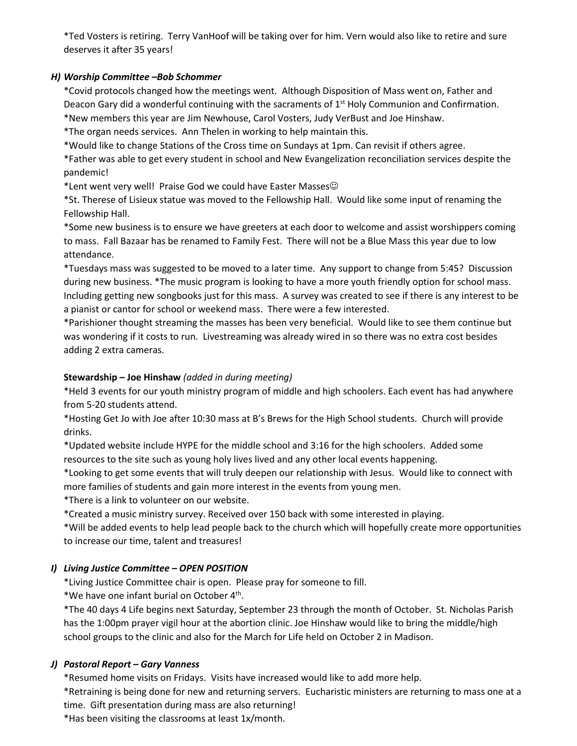*Ted Vosters is retiring. Terry VanHoof will be taking over for him. Vern would also like to retire and sure deserves it after 35 years!

### *H) Worship Committee –Bob Schommer*

*Covid protocols changed how the meetings went. Although Disposition of Mass went on, Father and Deacon Gary did a wonderful continuing with the sacraments of 1st Holy Communion and Confirmation.

*New members this year are Jim Newhouse, Carol Vosters, Judy VerBust and Joe Hinshaw.

*The organ needs services. Ann Thelen in working to help maintain this.

*Would like to change Stations of the Cross time on Sundays at 1pm. Can revisit if others agree.

*Father was able to get every student in school and New Evangelization reconciliation services despite the pandemic!

*Lent went very well! Praise God we could have Easter Masses☺

*St. Therese of Lisieux statue was moved to the Fellowship Hall. Would like some input of renaming the Fellowship Hall.

*Some new business is to ensure we have greeters at each door to welcome and assist worshippers coming to mass. Fall Bazaar has be renamed to Family Fest. There will not be a Blue Mass this year due to low attendance.

*Tuesdays mass was suggested to be moved to a later time. Any support to change from 5:45? Discussion during new business. *The music program is looking to have a more youth friendly option for school mass. Including getting new songbooks just for this mass. A survey was created to see if there is any interest to be a pianist or cantor for school or weekend mass. There were a few interested.

*Parishioner thought streaming the masses has been very beneficial. Would like to see them continue but was wondering if it costs to run. Livestreaming was already wired in so there was no extra cost besides adding 2 extra cameras.

**Stewardship – Joe Hinshaw** *(added in during meeting)*

*Held 3 events for our youth ministry program of middle and high schoolers. Each event has had anywhere from 5-20 students attend.

*Hosting Get Jo with Joe after 10:30 mass at B's Brews for the High School students. Church will provide drinks.

*Updated website include HYPE for the middle school and 3:16 for the high schoolers. Added some resources to the site such as young holy lives lived and any other local events happening.

*Looking to get some events that will truly deepen our relationship with Jesus. Would like to connect with more families of students and gain more interest in the events from young men.

*There is a link to volunteer on our website.

*Created a music ministry survey. Received over 150 back with some interested in playing.

*Will be added events to help lead people back to the church which will hopefully create more opportunities to increase our time, talent and treasures!

### *I) Living Justice Committee – OPEN POSITION*

*Living Justice Committee chair is open. Please pray for someone to fill.

*We have one infant burial on October 4th.

*The 40 days 4 Life begins next Saturday, September 23 through the month of October. St. Nicholas Parish has the 1:00pm prayer vigil hour at the abortion clinic. Joe Hinshaw would like to bring the middle/high school groups to the clinic and also for the March for Life held on October 2 in Madison.

### *J) Pastoral Report – Gary Vanness*

*Resumed home visits on Fridays. Visits have increased would like to add more help.

*Retraining is being done for new and returning servers. Eucharistic ministers are returning to mass one at a time. Gift presentation during mass are also returning!

*Has been visiting the classrooms at least 1x/month.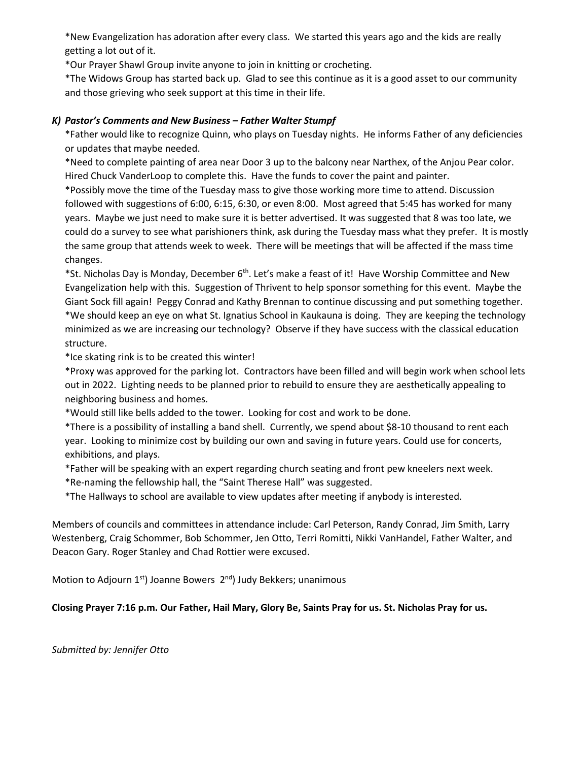*New Evangelization has adoration after every class. We started this years ago and the kids are really getting a lot out of it.

*Our Prayer Shawl Group invite anyone to join in knitting or crocheting.

*The Widows Group has started back up. Glad to see this continue as it is a good asset to our community and those grieving who seek support at this time in their life.

### *K) Pastor's Comments and New Business – Father Walter Stumpf*

*Father would like to recognize Quinn, who plays on Tuesday nights. He informs Father of any deficiencies or updates that maybe needed.

*Need to complete painting of area near Door 3 up to the balcony near Narthex, of the Anjou Pear color. Hired Chuck VanderLoop to complete this. Have the funds to cover the paint and painter.

*Possibly move the time of the Tuesday mass to give those working more time to attend. Discussion followed with suggestions of 6:00, 6:15, 6:30, or even 8:00. Most agreed that 5:45 has worked for many years. Maybe we just need to make sure it is better advertised. It was suggested that 8 was too late, we could do a survey to see what parishioners think, ask during the Tuesday mass what they prefer. It is mostly the same group that attends week to week. There will be meetings that will be affected if the mass time changes.

*St. Nicholas Day is Monday, December 6th. Let's make a feast of it! Have Worship Committee and New Evangelization help with this. Suggestion of Thrivent to help sponsor something for this event. Maybe the Giant Sock fill again! Peggy Conrad and Kathy Brennan to continue discussing and put something together.

*We should keep an eye on what St. Ignatius School in Kaukauna is doing. They are keeping the technology minimized as we are increasing our technology? Observe if they have success with the classical education structure.

*Ice skating rink is to be created this winter!

*Proxy was approved for the parking lot. Contractors have been filled and will begin work when school lets out in 2022. Lighting needs to be planned prior to rebuild to ensure they are aesthetically appealing to neighboring business and homes.

*Would still like bells added to the tower. Looking for cost and work to be done.

*There is a possibility of installing a band shell. Currently, we spend about $8-10 thousand to rent each year. Looking to minimize cost by building our own and saving in future years. Could use for concerts, exhibitions, and plays.

*Father will be speaking with an expert regarding church seating and front pew kneelers next week.

*Re-naming the fellowship hall, the "Saint Therese Hall" was suggested.

*The Hallways to school are available to view updates after meeting if anybody is interested.

Members of councils and committees in attendance include: Carl Peterson, Randy Conrad, Jim Smith, Larry Westenberg, Craig Schommer, Bob Schommer, Jen Otto, Terri Romitti, Nikki VanHandel, Father Walter, and Deacon Gary. Roger Stanley and Chad Rottier were excused.

Motion to Adjourn 1st) Joanne Bowers 2nd) Judy Bekkers; unanimous

**Closing Prayer 7:16 p.m. Our Father, Hail Mary, Glory Be, Saints Pray for us. St. Nicholas Pray for us.**

*Submitted by: Jennifer Otto*